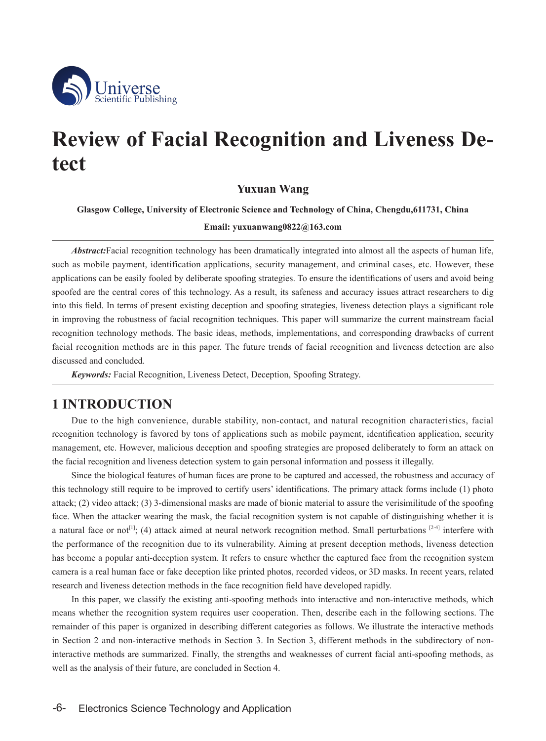# Review of Facial Recognition and Liveness Detect

**Yuxuan Wang**

**Glasgow College, University of Electronic Science and Technology of China, Chengdu,611731, China**

**Email: yuxuanwang0822@163.com**

***Abstract:***Facial recognition technology has been dramatically integrated into almost all the aspects of human life, such as mobile payment, identification applications, security management, and criminal cases, etc. However, these applications can be easily fooled by deliberate spoofing strategies. To ensure the identifications of users and avoid being spoofed are the central cores of this technology. As a result, its safeness and accuracy issues attract researchers to dig into this field. In terms of present existing deception and spoofing strategies, liveness detection plays a significant role in improving the robustness of facial recognition techniques. This paper will summarize the current mainstream facial recognition technology methods. The basic ideas, methods, implementations, and corresponding drawbacks of current facial recognition methods are in this paper. The future trends of facial recognition and liveness detection are also discussed and concluded.

***Keywords:*** Facial Recognition, Liveness Detect, Deception, Spoofing Strategy.

## 1 INTRODUCTION

Due to the high convenience, durable stability, non-contact, and natural recognition characteristics, facial recognition technology is favored by tons of applications such as mobile payment, identification application, security management, etc. However, malicious deception and spoofing strategies are proposed deliberately to form an attack on the facial recognition and liveness detection system to gain personal information and possess it illegally.

Since the biological features of human faces are prone to be captured and accessed, the robustness and accuracy of this technology still require to be improved to certify users' identifications. The primary attack forms include (1) photo attack; (2) video attack; (3) 3-dimensional masks are made of bionic material to assure the verisimilitude of the spoofing face. When the attacker wearing the mask, the facial recognition system is not capable of distinguishing whether it is a natural face or not[1]; (4) attack aimed at neural network recognition method. Small perturbations [2-4] interfere with the performance of the recognition due to its vulnerability. Aiming at present deception methods, liveness detection has become a popular anti-deception system. It refers to ensure whether the captured face from the recognition system camera is a real human face or fake deception like printed photos, recorded videos, or 3D masks. In recent years, related research and liveness detection methods in the face recognition field have developed rapidly.

In this paper, we classify the existing anti-spoofing methods into interactive and non-interactive methods, which means whether the recognition system requires user cooperation. Then, describe each in the following sections. The remainder of this paper is organized in describing different categories as follows. We illustrate the interactive methods in Section 2 and non-interactive methods in Section 3. In Section 3, different methods in the subdirectory of non-interactive methods are summarized. Finally, the strengths and weaknesses of current facial anti-spoofing methods, as well as the analysis of their future, are concluded in Section 4.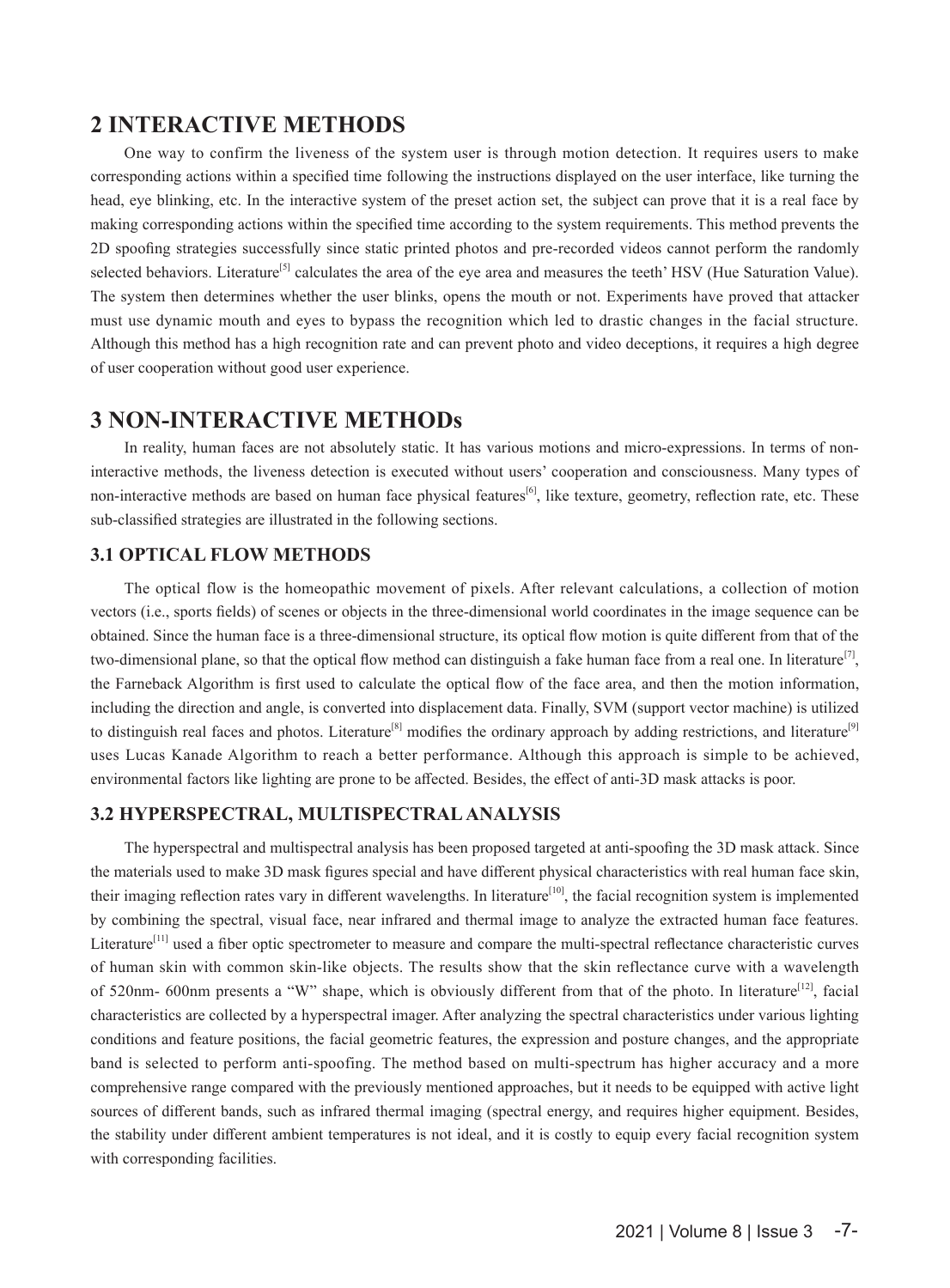## 2 INTERACTIVE METHODS

One way to confirm the liveness of the system user is through motion detection. It requires users to make corresponding actions within a specified time following the instructions displayed on the user interface, like turning the head, eye blinking, etc. In the interactive system of the preset action set, the subject can prove that it is a real face by making corresponding actions within the specified time according to the system requirements. This method prevents the 2D spoofing strategies successfully since static printed photos and pre-recorded videos cannot perform the randomly selected behaviors. Literature[5] calculates the area of the eye area and measures the teeth' HSV (Hue Saturation Value). The system then determines whether the user blinks, opens the mouth or not. Experiments have proved that attacker must use dynamic mouth and eyes to bypass the recognition which led to drastic changes in the facial structure. Although this method has a high recognition rate and can prevent photo and video deceptions, it requires a high degree of user cooperation without good user experience.

## 3 NON-INTERACTIVE METHODs

In reality, human faces are not absolutely static. It has various motions and micro-expressions. In terms of non-interactive methods, the liveness detection is executed without users' cooperation and consciousness. Many types of non-interactive methods are based on human face physical features[6], like texture, geometry, reflection rate, etc. These sub-classified strategies are illustrated in the following sections.

### 3.1 OPTICAL FLOW METHODS

The optical flow is the homeopathic movement of pixels. After relevant calculations, a collection of motion vectors (i.e., sports fields) of scenes or objects in the three-dimensional world coordinates in the image sequence can be obtained. Since the human face is a three-dimensional structure, its optical flow motion is quite different from that of the two-dimensional plane, so that the optical flow method can distinguish a fake human face from a real one. In literature[7], the Farneback Algorithm is first used to calculate the optical flow of the face area, and then the motion information, including the direction and angle, is converted into displacement data. Finally, SVM (support vector machine) is utilized to distinguish real faces and photos. Literature[8] modifies the ordinary approach by adding restrictions, and literature[9] uses Lucas Kanade Algorithm to reach a better performance. Although this approach is simple to be achieved, environmental factors like lighting are prone to be affected. Besides, the effect of anti-3D mask attacks is poor.

### 3.2 HYPERSPECTRAL, MULTISPECTRAL ANALYSIS

The hyperspectral and multispectral analysis has been proposed targeted at anti-spoofing the 3D mask attack. Since the materials used to make 3D mask figures special and have different physical characteristics with real human face skin, their imaging reflection rates vary in different wavelengths. In literature[10], the facial recognition system is implemented by combining the spectral, visual face, near infrared and thermal image to analyze the extracted human face features. Literature[11] used a fiber optic spectrometer to measure and compare the multi-spectral reflectance characteristic curves of human skin with common skin-like objects. The results show that the skin reflectance curve with a wavelength of 520nm- 600nm presents a "W" shape, which is obviously different from that of the photo. In literature[12], facial characteristics are collected by a hyperspectral imager. After analyzing the spectral characteristics under various lighting conditions and feature positions, the facial geometric features, the expression and posture changes, and the appropriate band is selected to perform anti-spoofing. The method based on multi-spectrum has higher accuracy and a more comprehensive range compared with the previously mentioned approaches, but it needs to be equipped with active light sources of different bands, such as infrared thermal imaging (spectral energy, and requires higher equipment. Besides, the stability under different ambient temperatures is not ideal, and it is costly to equip every facial recognition system with corresponding facilities.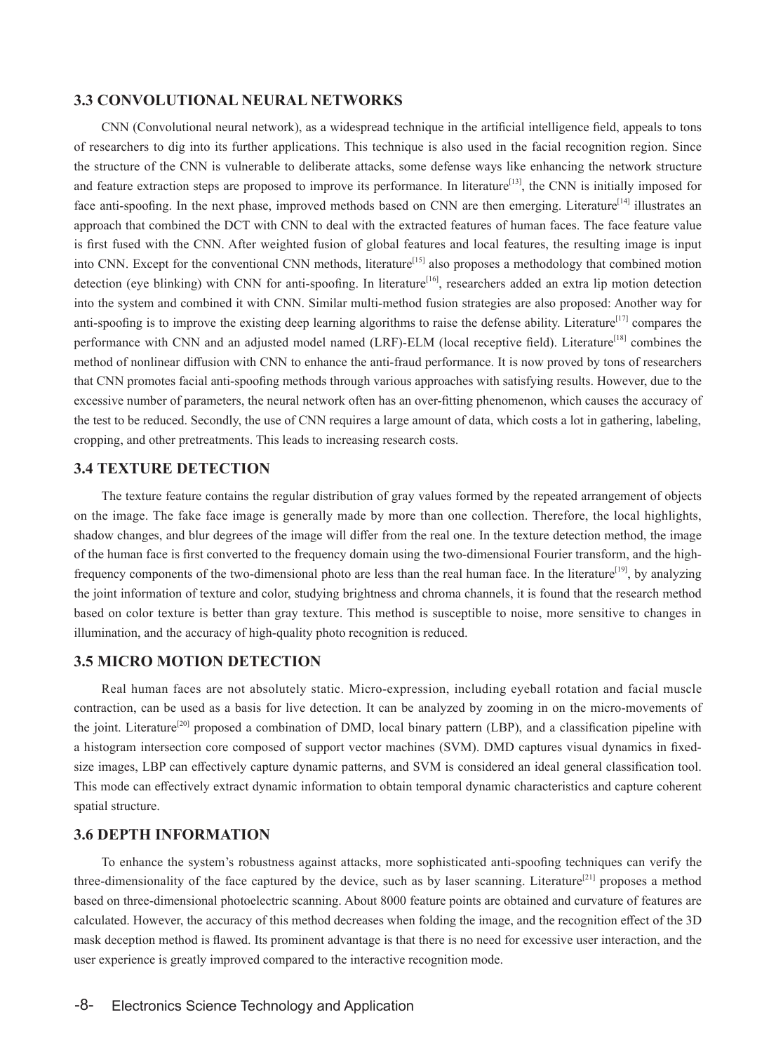### 3.3 CONVOLUTIONAL NEURAL NETWORKS

CNN (Convolutional neural network), as a widespread technique in the artificial intelligence field, appeals to tons of researchers to dig into its further applications. This technique is also used in the facial recognition region. Since the structure of the CNN is vulnerable to deliberate attacks, some defense ways like enhancing the network structure and feature extraction steps are proposed to improve its performance. In literature[13], the CNN is initially imposed for face anti-spoofing. In the next phase, improved methods based on CNN are then emerging. Literature[14] illustrates an approach that combined the DCT with CNN to deal with the extracted features of human faces. The face feature value is first fused with the CNN. After weighted fusion of global features and local features, the resulting image is input into CNN. Except for the conventional CNN methods, literature[15] also proposes a methodology that combined motion detection (eye blinking) with CNN for anti-spoofing. In literature[16], researchers added an extra lip motion detection into the system and combined it with CNN. Similar multi-method fusion strategies are also proposed: Another way for anti-spoofing is to improve the existing deep learning algorithms to raise the defense ability. Literature[17] compares the performance with CNN and an adjusted model named (LRF)-ELM (local receptive field). Literature[18] combines the method of nonlinear diffusion with CNN to enhance the anti-fraud performance. It is now proved by tons of researchers that CNN promotes facial anti-spoofing methods through various approaches with satisfying results. However, due to the excessive number of parameters, the neural network often has an over-fitting phenomenon, which causes the accuracy of the test to be reduced. Secondly, the use of CNN requires a large amount of data, which costs a lot in gathering, labeling, cropping, and other pretreatments. This leads to increasing research costs.

### 3.4 TEXTURE DETECTION

The texture feature contains the regular distribution of gray values formed by the repeated arrangement of objects on the image. The fake face image is generally made by more than one collection. Therefore, the local highlights, shadow changes, and blur degrees of the image will differ from the real one. In the texture detection method, the image of the human face is first converted to the frequency domain using the two-dimensional Fourier transform, and the high-frequency components of the two-dimensional photo are less than the real human face. In the literature[19], by analyzing the joint information of texture and color, studying brightness and chroma channels, it is found that the research method based on color texture is better than gray texture. This method is susceptible to noise, more sensitive to changes in illumination, and the accuracy of high-quality photo recognition is reduced.

### 3.5 MICRO MOTION DETECTION

Real human faces are not absolutely static. Micro-expression, including eyeball rotation and facial muscle contraction, can be used as a basis for live detection. It can be analyzed by zooming in on the micro-movements of the joint. Literature[20] proposed a combination of DMD, local binary pattern (LBP), and a classification pipeline with a histogram intersection core composed of support vector machines (SVM). DMD captures visual dynamics in fixed-size images, LBP can effectively capture dynamic patterns, and SVM is considered an ideal general classification tool. This mode can effectively extract dynamic information to obtain temporal dynamic characteristics and capture coherent spatial structure.

### 3.6 DEPTH INFORMATION

To enhance the system's robustness against attacks, more sophisticated anti-spoofing techniques can verify the three-dimensionality of the face captured by the device, such as by laser scanning. Literature[21] proposes a method based on three-dimensional photoelectric scanning. About 8000 feature points are obtained and curvature of features are calculated. However, the accuracy of this method decreases when folding the image, and the recognition effect of the 3D mask deception method is flawed. Its prominent advantage is that there is no need for excessive user interaction, and the user experience is greatly improved compared to the interactive recognition mode.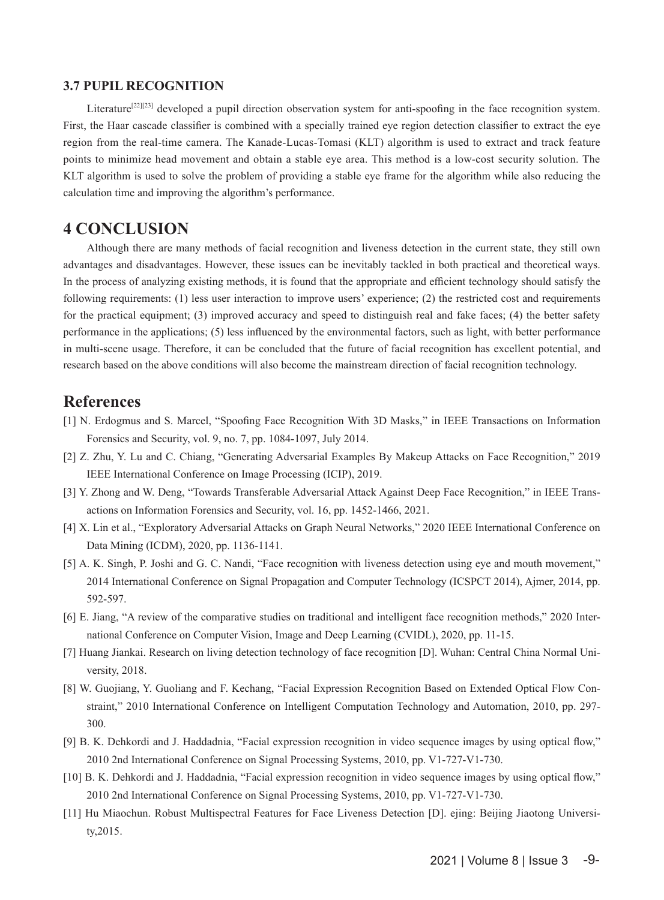### 3.7 PUPIL RECOGNITION

Literature[22][23] developed a pupil direction observation system for anti-spoofing in the face recognition system. First, the Haar cascade classifier is combined with a specially trained eye region detection classifier to extract the eye region from the real-time camera. The Kanade-Lucas-Tomasi (KLT) algorithm is used to extract and track feature points to minimize head movement and obtain a stable eye area. This method is a low-cost security solution. The KLT algorithm is used to solve the problem of providing a stable eye frame for the algorithm while also reducing the calculation time and improving the algorithm's performance.

## 4 CONCLUSION

Although there are many methods of facial recognition and liveness detection in the current state, they still own advantages and disadvantages. However, these issues can be inevitably tackled in both practical and theoretical ways. In the process of analyzing existing methods, it is found that the appropriate and efficient technology should satisfy the following requirements: (1) less user interaction to improve users' experience; (2) the restricted cost and requirements for the practical equipment; (3) improved accuracy and speed to distinguish real and fake faces; (4) the better safety performance in the applications; (5) less influenced by the environmental factors, such as light, with better performance in multi-scene usage. Therefore, it can be concluded that the future of facial recognition has excellent potential, and research based on the above conditions will also become the mainstream direction of facial recognition technology.

## References

[1] N. Erdogmus and S. Marcel, "Spoofing Face Recognition With 3D Masks," in IEEE Transactions on Information Forensics and Security, vol. 9, no. 7, pp. 1084-1097, July 2014.

[2] Z. Zhu, Y. Lu and C. Chiang, "Generating Adversarial Examples By Makeup Attacks on Face Recognition," 2019 IEEE International Conference on Image Processing (ICIP), 2019.

[3] Y. Zhong and W. Deng, "Towards Transferable Adversarial Attack Against Deep Face Recognition," in IEEE Transactions on Information Forensics and Security, vol. 16, pp. 1452-1466, 2021.

[4] X. Lin et al., "Exploratory Adversarial Attacks on Graph Neural Networks," 2020 IEEE International Conference on Data Mining (ICDM), 2020, pp. 1136-1141.

[5] A. K. Singh, P. Joshi and G. C. Nandi, "Face recognition with liveness detection using eye and mouth movement," 2014 International Conference on Signal Propagation and Computer Technology (ICSPCT 2014), Ajmer, 2014, pp. 592-597.

[6] E. Jiang, "A review of the comparative studies on traditional and intelligent face recognition methods," 2020 International Conference on Computer Vision, Image and Deep Learning (CVIDL), 2020, pp. 11-15.

[7] Huang Jiankai. Research on living detection technology of face recognition [D]. Wuhan: Central China Normal University, 2018.

[8] W. Guojiang, Y. Guoliang and F. Kechang, "Facial Expression Recognition Based on Extended Optical Flow Constraint," 2010 International Conference on Intelligent Computation Technology and Automation, 2010, pp. 297-300.

[9] B. K. Dehkordi and J. Haddadnia, "Facial expression recognition in video sequence images by using optical flow," 2010 2nd International Conference on Signal Processing Systems, 2010, pp. V1-727-V1-730.

[10] B. K. Dehkordi and J. Haddadnia, "Facial expression recognition in video sequence images by using optical flow," 2010 2nd International Conference on Signal Processing Systems, 2010, pp. V1-727-V1-730.

[11] Hu Miaochun. Robust Multispectral Features for Face Liveness Detection [D]. ejing: Beijing Jiaotong University,2015.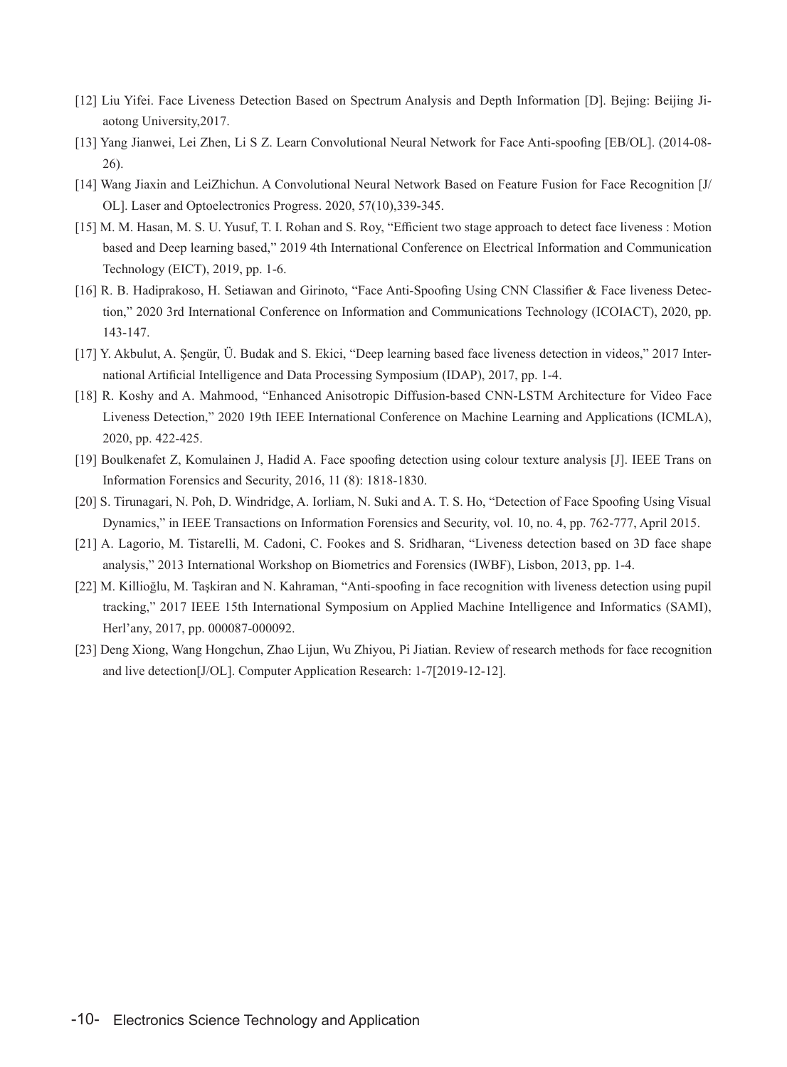[12] Liu Yifei. Face Liveness Detection Based on Spectrum Analysis and Depth Information [D]. Bejing: Beijing Jiaotong University,2017.

[13] Yang Jianwei, Lei Zhen, Li S Z. Learn Convolutional Neural Network for Face Anti-spoofing [EB/OL]. (2014-08-26).

[14] Wang Jiaxin and LeiZhichun. A Convolutional Neural Network Based on Feature Fusion for Face Recognition [J/OL]. Laser and Optoelectronics Progress. 2020, 57(10),339-345.

[15] M. M. Hasan, M. S. U. Yusuf, T. I. Rohan and S. Roy, "Efficient two stage approach to detect face liveness : Motion based and Deep learning based," 2019 4th International Conference on Electrical Information and Communication Technology (EICT), 2019, pp. 1-6.

[16] R. B. Hadiprakoso, H. Setiawan and Girinoto, "Face Anti-Spoofing Using CNN Classifier & Face liveness Detection," 2020 3rd International Conference on Information and Communications Technology (ICOIACT), 2020, pp. 143-147.

[17] Y. Akbulut, A. Şengür, Ü. Budak and S. Ekici, "Deep learning based face liveness detection in videos," 2017 International Artificial Intelligence and Data Processing Symposium (IDAP), 2017, pp. 1-4.

[18] R. Koshy and A. Mahmood, "Enhanced Anisotropic Diffusion-based CNN-LSTM Architecture for Video Face Liveness Detection," 2020 19th IEEE International Conference on Machine Learning and Applications (ICMLA), 2020, pp. 422-425.

[19] Boulkenafet Z, Komulainen J, Hadid A. Face spoofing detection using colour texture analysis [J]. IEEE Trans on Information Forensics and Security, 2016, 11 (8): 1818-1830.

[20] S. Tirunagari, N. Poh, D. Windridge, A. Iorliam, N. Suki and A. T. S. Ho, "Detection of Face Spoofing Using Visual Dynamics," in IEEE Transactions on Information Forensics and Security, vol. 10, no. 4, pp. 762-777, April 2015.

[21] A. Lagorio, M. Tistarelli, M. Cadoni, C. Fookes and S. Sridharan, "Liveness detection based on 3D face shape analysis," 2013 International Workshop on Biometrics and Forensics (IWBF), Lisbon, 2013, pp. 1-4.

[22] M. Killioğlu, M. Taşkiran and N. Kahraman, "Anti-spoofing in face recognition with liveness detection using pupil tracking," 2017 IEEE 15th International Symposium on Applied Machine Intelligence and Informatics (SAMI), Herl'any, 2017, pp. 000087-000092.

[23] Deng Xiong, Wang Hongchun, Zhao Lijun, Wu Zhiyou, Pi Jiatian. Review of research methods for face recognition and live detection[J/OL]. Computer Application Research: 1-7[2019-12-12].